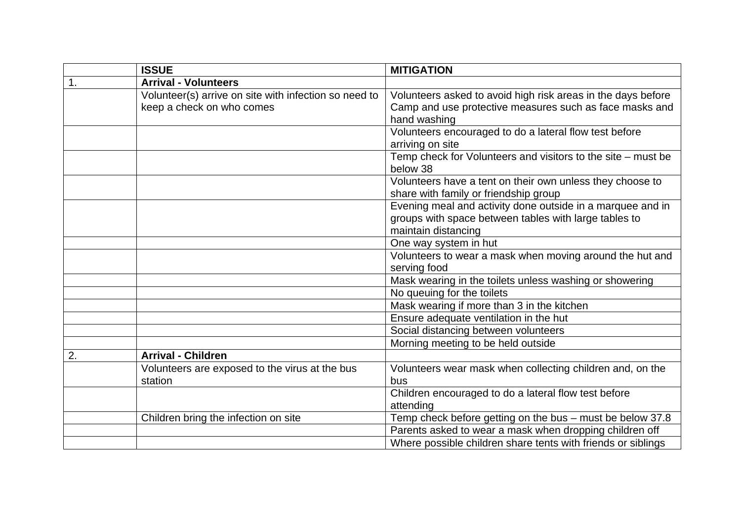|  | ISSUE | MITIGATION |
|---|---|---|
| 1. | **Arrival - Volunteers** |  |
|  | Volunteer(s) arrive on site with infection so need to keep a check on who comes | Volunteers asked to avoid high risk areas in the days before Camp and use protective measures such as face masks and hand washing |
|  |  | Volunteers encouraged to do a lateral flow test before arriving on site |
|  |  | Temp check for Volunteers and visitors to the site – must be below 38 |
|  |  | Volunteers have a tent on their own unless they choose to share with family or friendship group |
|  |  | Evening meal and activity done outside in a marquee and in groups with space between tables with large tables to maintain distancing |
|  |  | One way system in hut |
|  |  | Volunteers to wear a mask when moving around the hut and serving food |
|  |  | Mask wearing in the toilets unless washing or showering |
|  |  | No queuing for the toilets |
|  |  | Mask wearing if more than 3 in the kitchen |
|  |  | Ensure adequate ventilation in the hut |
|  |  | Social distancing between volunteers |
|  |  | Morning meeting to be held outside |
| 2. | **Arrival - Children** |  |
|  | Volunteers are exposed to the virus at the bus station | Volunteers wear mask when collecting children and, on the bus |
|  |  | Children encouraged to do a lateral flow test before attending |
|  | Children bring the infection on site | Temp check before getting on the bus – must be below 37.8 |
|  |  | Parents asked to wear a mask when dropping children off |
|  |  | Where possible children share tents with friends or siblings |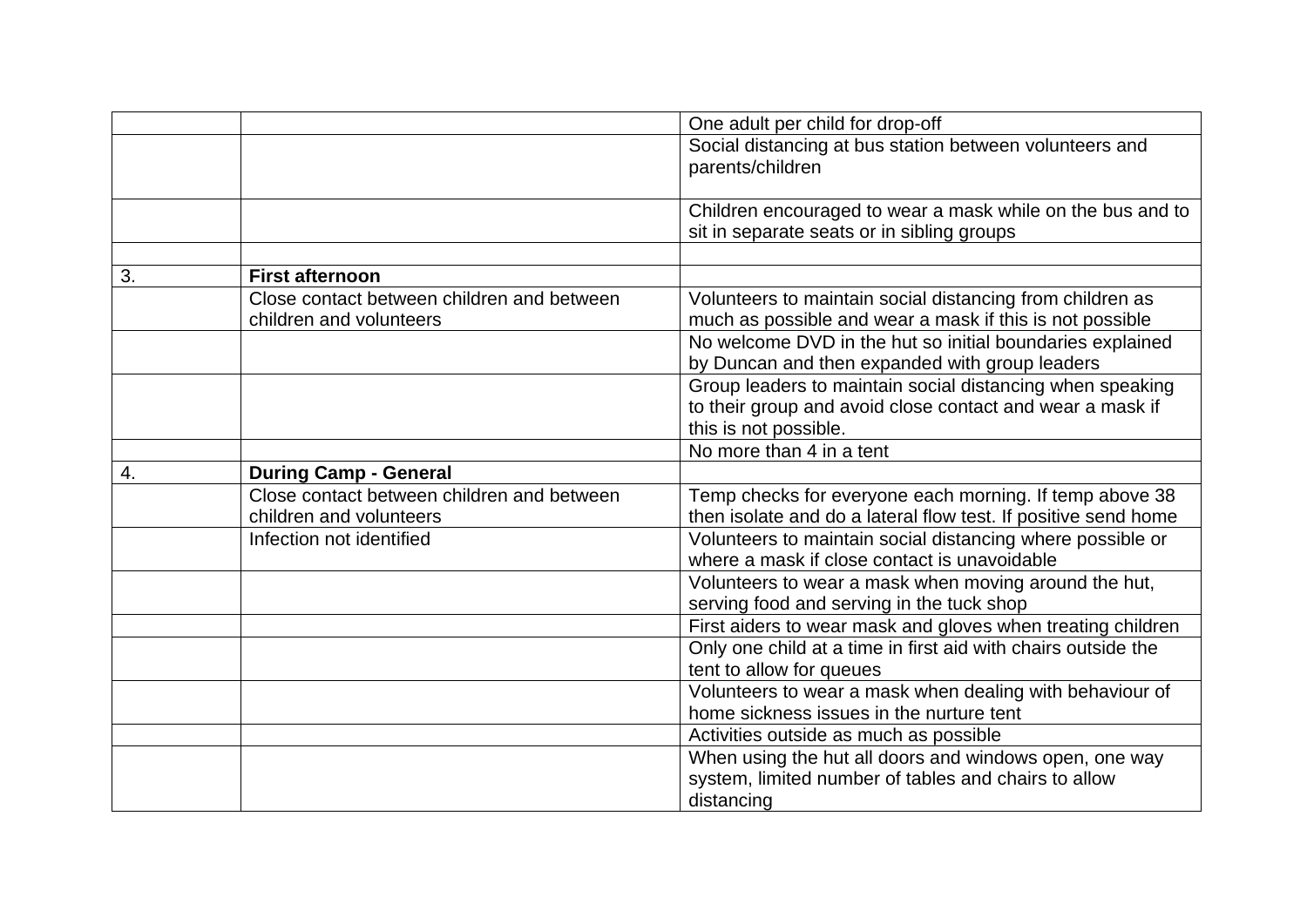| | | |
|---|---|---|
| | | One adult per child for drop-off |
| | | Social distancing at bus station between volunteers and parents/children |
| | | Children encouraged to wear a mask while on the bus and to sit in separate seats or in sibling groups |
| | | |
| 3. | **First afternoon** | |
| | Close contact between children and between children and volunteers | Volunteers to maintain social distancing from children as much as possible and wear a mask if this is not possible |
| | | No welcome DVD in the hut so initial boundaries explained by Duncan and then expanded with group leaders |
| | | Group leaders to maintain social distancing when speaking to their group and avoid close contact and wear a mask if this is not possible. |
| | | No more than 4 in a tent |
| 4. | **During Camp - General** | |
| | Close contact between children and between children and volunteers | Temp checks for everyone each morning. If temp above 38 then isolate and do a lateral flow test. If positive send home |
| | Infection not identified | Volunteers to maintain social distancing where possible or where a mask if close contact is unavoidable |
| | | Volunteers to wear a mask when moving around the hut, serving food and serving in the tuck shop |
| | | First aiders to wear mask and gloves when treating children |
| | | Only one child at a time in first aid with chairs outside the tent to allow for queues |
| | | Volunteers to wear a mask when dealing with behaviour of home sickness issues in the nurture tent |
| | | Activities outside as much as possible |
| | | When using the hut all doors and windows open, one way system, limited number of tables and chairs to allow distancing |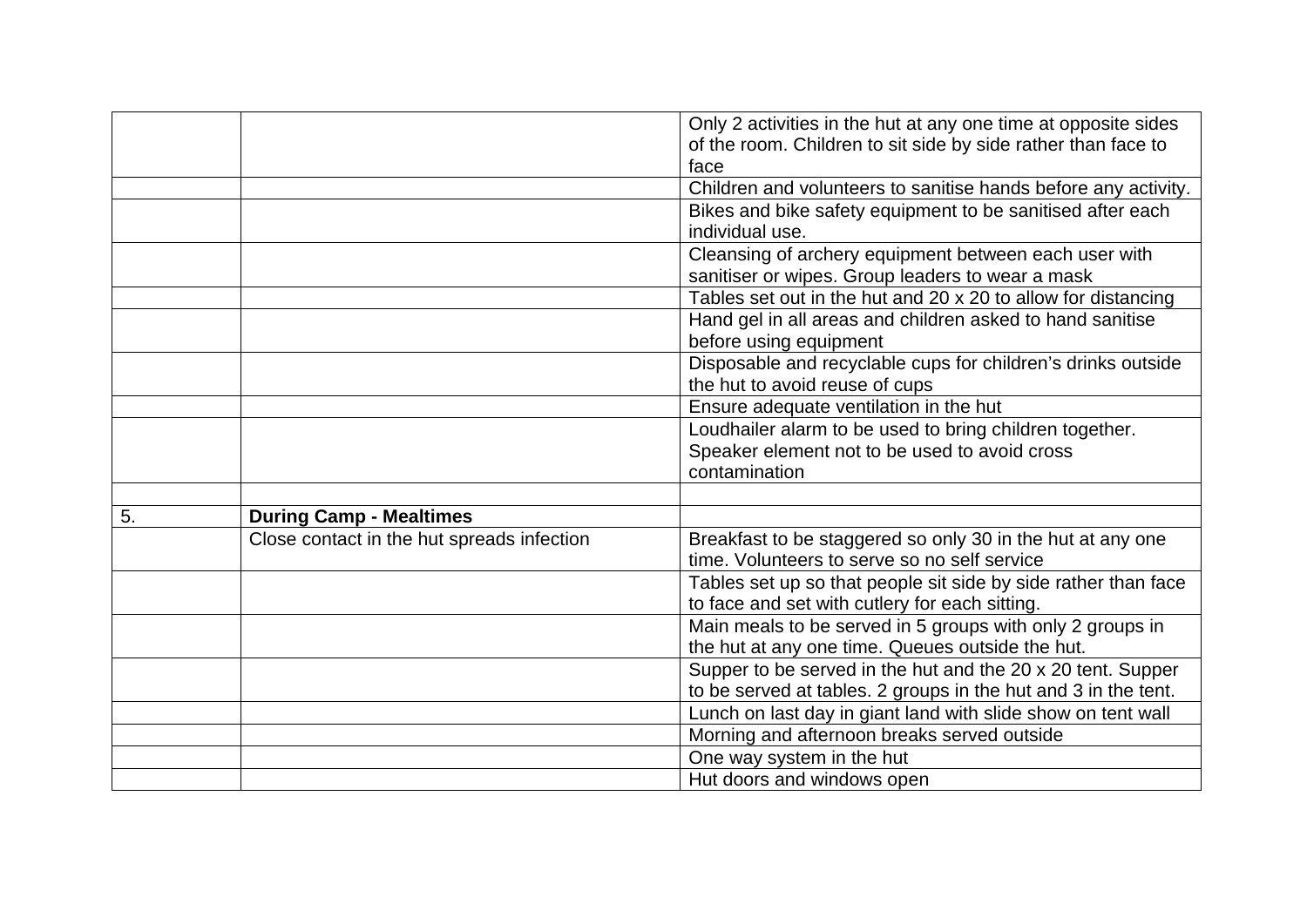| | | |
|---|---|---|
| | | Only 2 activities in the hut at any one time at opposite sides of the room. Children to sit side by side rather than face to face |
| | | Children and volunteers to sanitise hands before any activity. |
| | | Bikes and bike safety equipment to be sanitised after each individual use. |
| | | Cleansing of archery equipment between each user with sanitiser or wipes. Group leaders to wear a mask |
| | | Tables set out in the hut and 20 x 20 to allow for distancing |
| | | Hand gel in all areas and children asked to hand sanitise before using equipment |
| | | Disposable and recyclable cups for children's drinks outside the hut to avoid reuse of cups |
| | | Ensure adequate ventilation in the hut |
| | | Loudhailer alarm to be used to bring children together. Speaker element not to be used to avoid cross contamination |
| | | |
| 5. | **During Camp - Mealtimes** | |
| | Close contact in the hut spreads infection | Breakfast to be staggered so only 30 in the hut at any one time. Volunteers to serve so no self service |
| | | Tables set up so that people sit side by side rather than face to face and set with cutlery for each sitting. |
| | | Main meals to be served in 5 groups with only 2 groups in the hut at any one time. Queues outside the hut. |
| | | Supper to be served in the hut and the 20 x 20 tent. Supper to be served at tables. 2 groups in the hut and 3 in the tent. |
| | | Lunch on last day in giant land with slide show on tent wall |
| | | Morning and afternoon breaks served outside |
| | | One way system in the hut |
| | | Hut doors and windows open |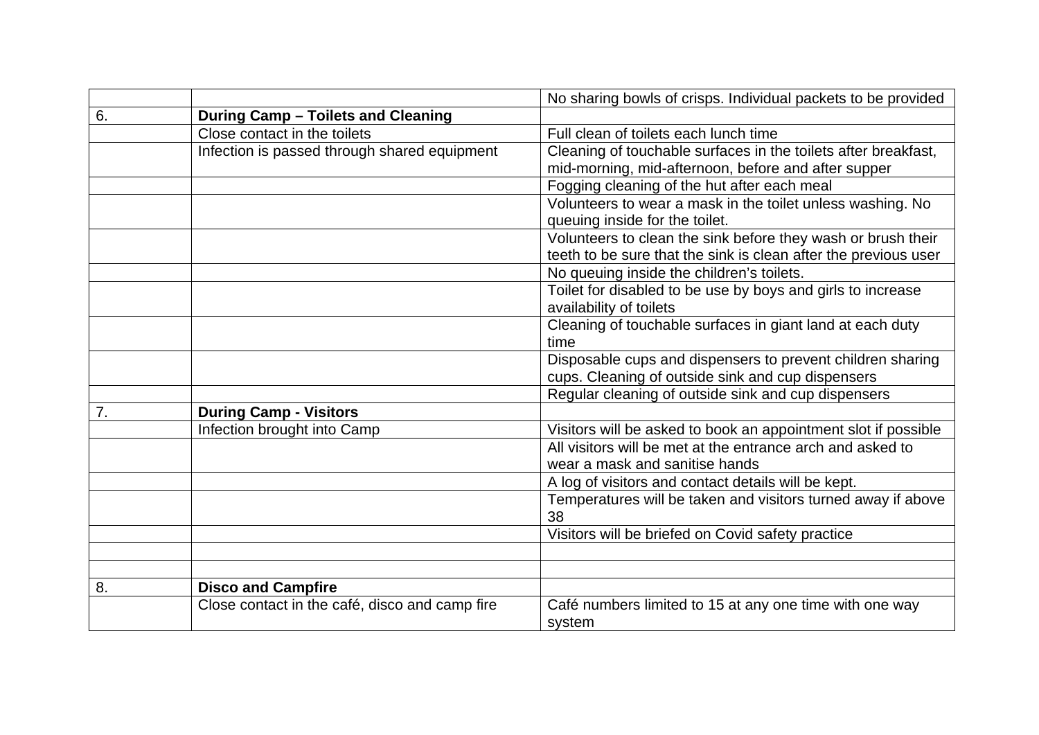| | | No sharing bowls of crisps. Individual packets to be provided |
|---|---|---|
| 6. | **During Camp – Toilets and Cleaning** | |
| | Close contact in the toilets | Full clean of toilets each lunch time |
| | Infection is passed through shared equipment | Cleaning of touchable surfaces in the toilets after breakfast, mid-morning, mid-afternoon, before and after supper |
| | | Fogging cleaning of the hut after each meal |
| | | Volunteers to wear a mask in the toilet unless washing. No queuing inside for the toilet. |
| | | Volunteers to clean the sink before they wash or brush their teeth to be sure that the sink is clean after the previous user |
| | | No queuing inside the children's toilets. |
| | | Toilet for disabled to be use by boys and girls to increase availability of toilets |
| | | Cleaning of touchable surfaces in giant land at each duty time |
| | | Disposable cups and dispensers to prevent children sharing cups. Cleaning of outside sink and cup dispensers |
| | | Regular cleaning of outside sink and cup dispensers |
| 7. | **During Camp - Visitors** | |
| | Infection brought into Camp | Visitors will be asked to book an appointment slot if possible |
| | | All visitors will be met at the entrance arch and asked to wear a mask and sanitise hands |
| | | A log of visitors and contact details will be kept. |
| | | Temperatures will be taken and visitors turned away if above 38 |
| | | Visitors will be briefed on Covid safety practice |
| | | |
| | | |
| 8. | **Disco and Campfire** | |
| | Close contact in the café, disco and camp fire | Café numbers limited to 15 at any one time with one way system |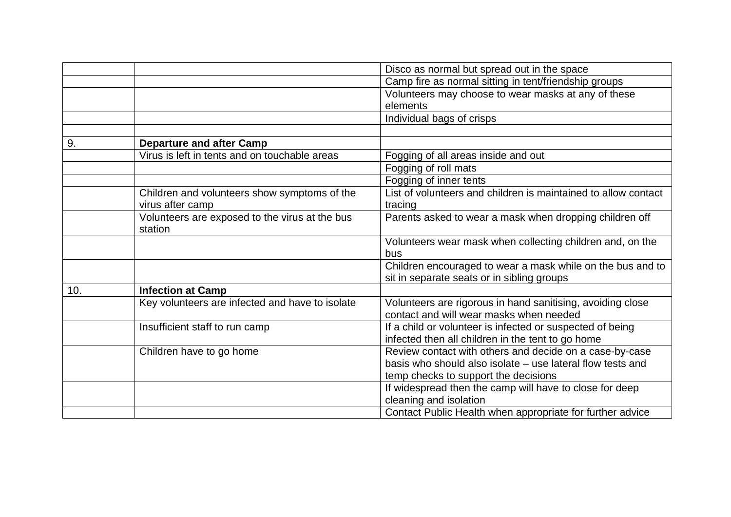| | | |
|---|---|---|
| | | Disco as normal but spread out in the space |
| | | Camp fire as normal sitting in tent/friendship groups |
| | | Volunteers may choose to wear masks at any of these elements |
| | | Individual bags of crisps |
| | | |
| 9. | **Departure and after Camp** | |
| | Virus is left in tents and on touchable areas | Fogging of all areas inside and out |
| | | Fogging of roll mats |
| | | Fogging of inner tents |
| | Children and volunteers show symptoms of the virus after camp | List of volunteers and children is maintained to allow contact tracing |
| | Volunteers are exposed to the virus at the bus station | Parents asked to wear a mask when dropping children off |
| | | Volunteers wear mask when collecting children and, on the bus |
| | | Children encouraged to wear a mask while on the bus and to sit in separate seats or in sibling groups |
| 10. | **Infection at Camp** | |
| | Key volunteers are infected and have to isolate | Volunteers are rigorous in hand sanitising, avoiding close contact and will wear masks when needed |
| | Insufficient staff to run camp | If a child or volunteer is infected or suspected of being infected then all children in the tent to go home |
| | Children have to go home | Review contact with others and decide on a case-by-case basis who should also isolate – use lateral flow tests and temp checks to support the decisions |
| | | If widespread then the camp will have to close for deep cleaning and isolation |
| | | Contact Public Health when appropriate for further advice |